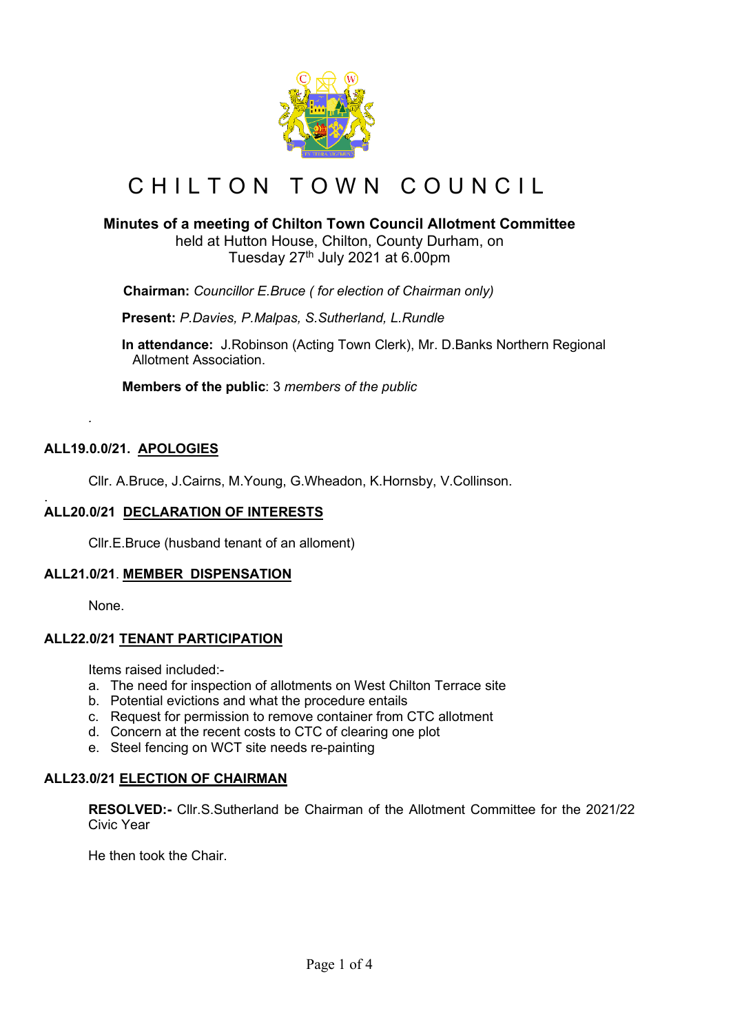# CHILTON TOWN COUNCIL

## Minutes of a meeting of Chilton Town Council Allotment Committee

held at Hutton House, Chilton, County Durham, on Tuesday 27th July 2021 at 6.00pm

**Chairman:** *Councillor E.Bruce ( for election of Chairman only)*

**Present:** *P.Davies, P.Malpas, S.Sutherland, L.Rundle*

**In attendance:** J.Robinson (Acting Town Clerk), Mr. D.Banks Northern Regional Allotment Association.

**Members of the public**: 3 *members of the public*

### ALL19.0.0/21. APOLOGIES

Cllr. A.Bruce, J.Cairns, M.Young, G.Wheadon, K.Hornsby, V.Collinson.

### ALL20.0/21 DECLARATION OF INTERESTS

Cllr.E.Bruce (husband tenant of an alloment)

### ALL21.0/21. MEMBER DISPENSATION

None.

### ALL22.0/21 TENANT PARTICIPATION

Items raised included:-

a. The need for inspection of allotments on West Chilton Terrace site
b. Potential evictions and what the procedure entails
c. Request for permission to remove container from CTC allotment
d. Concern at the recent costs to CTC of clearing one plot
e. Steel fencing on WCT site needs re-painting

### ALL23.0/21 ELECTION OF CHAIRMAN

**RESOLVED:-** Cllr.S.Sutherland be Chairman of the Allotment Committee for the 2021/22 Civic Year

He then took the Chair.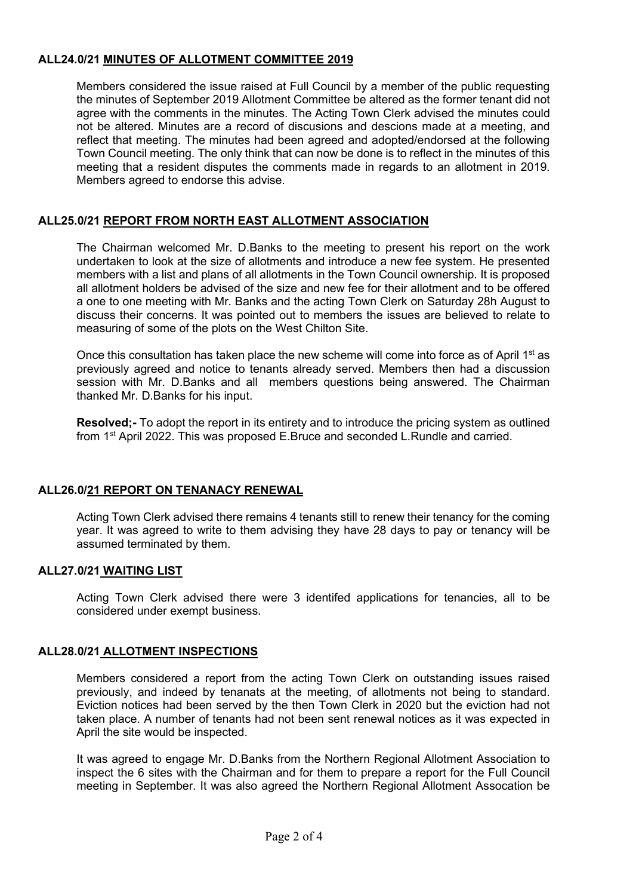**ALL24.0/21 MINUTES OF ALLOTMENT COMMITTEE 2019**

Members considered the issue raised at Full Council by a member of the public requesting the minutes of September 2019 Allotment Committee be altered as the former tenant did not agree with the comments in the minutes. The Acting Town Clerk advised the minutes could not be altered. Minutes are a record of discusions and descions made at a meeting, and reflect that meeting. The minutes had been agreed and adopted/endorsed at the following Town Council meeting. The only think that can now be done is to reflect in the minutes of this meeting that a resident disputes the comments made in regards to an allotment in 2019. Members agreed to endorse this advise.

**ALL25.0/21 REPORT FROM NORTH EAST ALLOTMENT ASSOCIATION**

The Chairman welcomed Mr. D.Banks to the meeting to present his report on the work undertaken to look at the size of allotments and introduce a new fee system. He presented members with a list and plans of all allotments in the Town Council ownership. It is proposed all allotment holders be advised of the size and new fee for their allotment and to be offered a one to one meeting with Mr. Banks and the acting Town Clerk on Saturday 28h August to discuss their concerns. It was pointed out to members the issues are believed to relate to measuring of some of the plots on the West Chilton Site.

Once this consultation has taken place the new scheme will come into force as of April 1st as previously agreed and notice to tenants already served. Members then had a discussion session with Mr. D.Banks and all members questions being answered. The Chairman thanked Mr. D.Banks for his input.

**Resolved;-** To adopt the report in its entirety and to introduce the pricing system as outlined from 1st April 2022. This was proposed E.Bruce and seconded L.Rundle and carried.

**ALL26.0/21 REPORT ON TENANACY RENEWAL**

Acting Town Clerk advised there remains 4 tenants still to renew their tenancy for the coming year. It was agreed to write to them advising they have 28 days to pay or tenancy will be assumed terminated by them.

**ALL27.0/21 WAITING LIST**

Acting Town Clerk advised there were 3 identifed applications for tenancies, all to be considered under exempt business.

**ALL28.0/21 ALLOTMENT INSPECTIONS**

Members considered a report from the acting Town Clerk on outstanding issues raised previously, and indeed by tenanats at the meeting, of allotments not being to standard. Eviction notices had been served by the then Town Clerk in 2020 but the eviction had not taken place. A number of tenants had not been sent renewal notices as it was expected in April the site would be inspected.

It was agreed to engage Mr. D.Banks from the Northern Regional Allotment Association to inspect the 6 sites with the Chairman and for them to prepare a report for the Full Council meeting in September. It was also agreed the Northern Regional Allotment Assocation be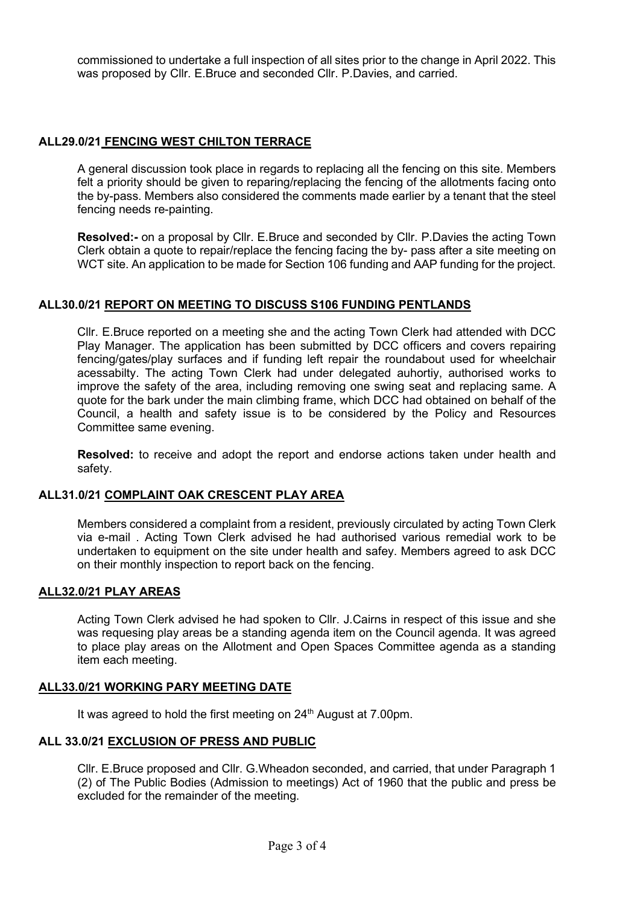commissioned to undertake a full inspection of all sites prior to the change in April 2022. This was proposed by Cllr. E.Bruce and seconded Cllr. P.Davies, and carried.

### ALL29.0/21 FENCING WEST CHILTON TERRACE

A general discussion took place in regards to replacing all the fencing on this site. Members felt a priority should be given to reparing/replacing the fencing of the allotments facing onto the by-pass. Members also considered the comments made earlier by a tenant that the steel fencing needs re-painting.

**Resolved:-** on a proposal by Cllr. E.Bruce and seconded by Cllr. P.Davies the acting Town Clerk obtain a quote to repair/replace the fencing facing the by- pass after a site meeting on WCT site. An application to be made for Section 106 funding and AAP funding for the project.

### ALL30.0/21 REPORT ON MEETING TO DISCUSS S106 FUNDING PENTLANDS

Cllr. E.Bruce reported on a meeting she and the acting Town Clerk had attended with DCC Play Manager. The application has been submitted by DCC officers and covers repairing fencing/gates/play surfaces and if funding left repair the roundabout used for wheelchair acessabilty. The acting Town Clerk had under delegated auhortiy, authorised works to improve the safety of the area, including removing one swing seat and replacing same. A quote for the bark under the main climbing frame, which DCC had obtained on behalf of the Council, a health and safety issue is to be considered by the Policy and Resources Committee same evening.

**Resolved:** to receive and adopt the report and endorse actions taken under health and safety.

### ALL31.0/21 COMPLAINT OAK CRESCENT PLAY AREA

Members considered a complaint from a resident, previously circulated by acting Town Clerk via e-mail . Acting Town Clerk advised he had authorised various remedial work to be undertaken to equipment on the site under health and safey. Members agreed to ask DCC on their monthly inspection to report back on the fencing.

### ALL32.0/21 PLAY AREAS

Acting Town Clerk advised he had spoken to Cllr. J.Cairns in respect of this issue and she was requesing play areas be a standing agenda item on the Council agenda. It was agreed to place play areas on the Allotment and Open Spaces Committee agenda as a standing item each meeting.

### ALL33.0/21 WORKING PARY MEETING DATE

It was agreed to hold the first meeting on 24th August at 7.00pm.

### ALL 33.0/21 EXCLUSION OF PRESS AND PUBLIC

Cllr. E.Bruce proposed and Cllr. G.Wheadon seconded, and carried, that under Paragraph 1 (2) of The Public Bodies (Admission to meetings) Act of 1960 that the public and press be excluded for the remainder of the meeting.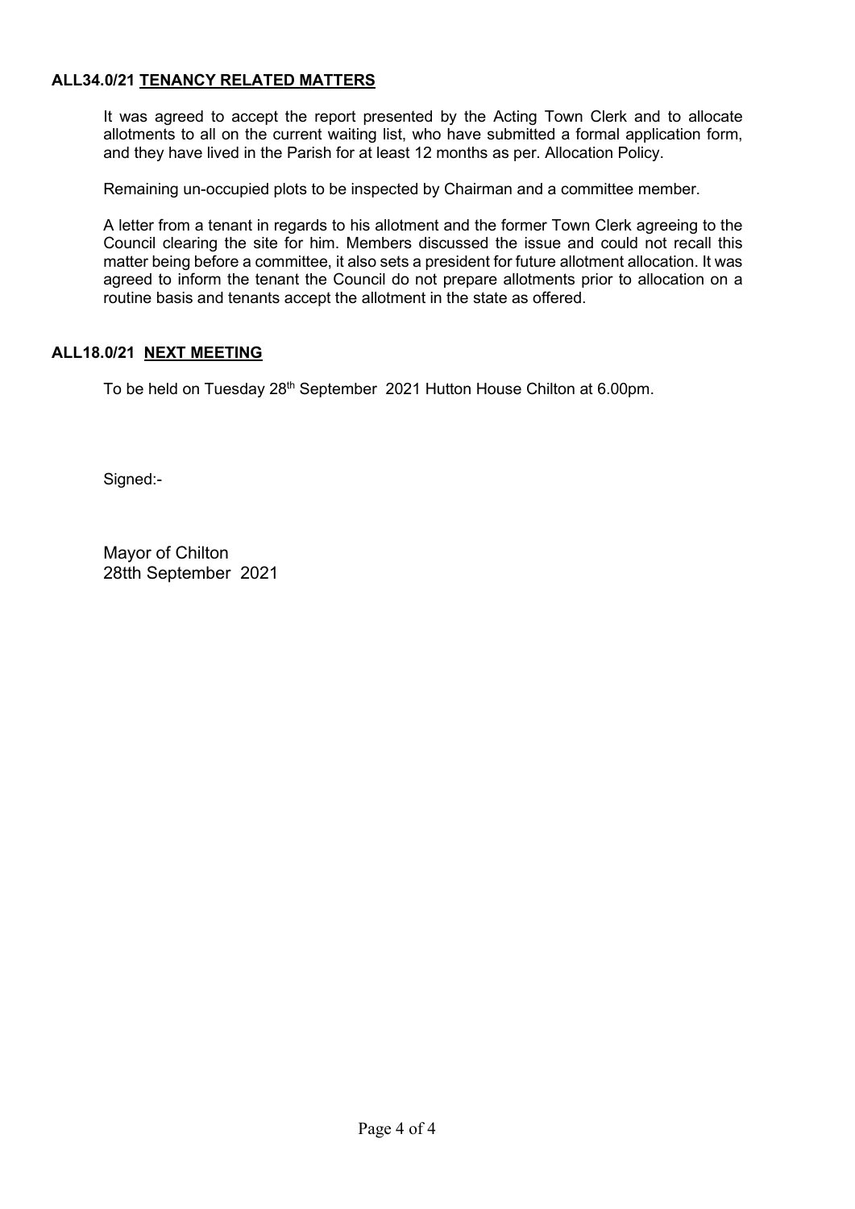**ALL34.0/21 TENANCY RELATED MATTERS**

It was agreed to accept the report presented by the Acting Town Clerk and to allocate allotments to all on the current waiting list, who have submitted a formal application form, and they have lived in the Parish for at least 12 months as per. Allocation Policy.

Remaining un-occupied plots to be inspected by Chairman and a committee member.

A letter from a tenant in regards to his allotment and the former Town Clerk agreeing to the Council clearing the site for him. Members discussed the issue and could not recall this matter being before a committee, it also sets a president for future allotment allocation. It was agreed to inform the tenant the Council do not prepare allotments prior to allocation on a routine basis and tenants accept the allotment in the state as offered.

**ALL18.0/21 NEXT MEETING**

To be held on Tuesday 28th September 2021 Hutton House Chilton at 6.00pm.

Signed:-

Mayor of Chilton
28tth September 2021